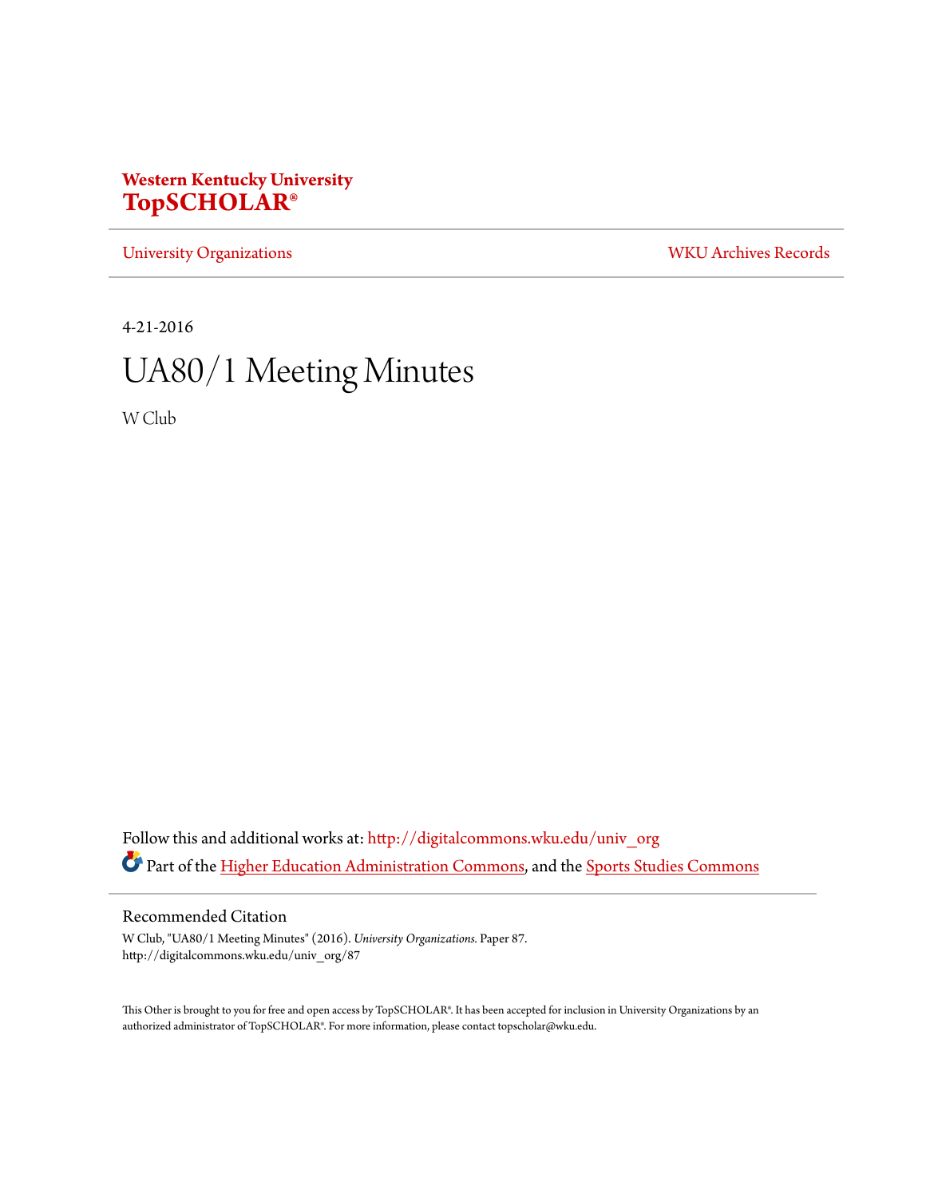**Western Kentucky University**
**TopSCHOLAR®**

University Organizations | WKU Archives Records

4-21-2016

# UA80/1 Meeting Minutes

W Club

Follow this and additional works at: http://digitalcommons.wku.edu/univ_org

Part of the Higher Education Administration Commons, and the Sports Studies Commons

## Recommended Citation

W Club, "UA80/1 Meeting Minutes" (2016). *University Organizations.* Paper 87.
http://digitalcommons.wku.edu/univ_org/87

This Other is brought to you for free and open access by TopSCHOLAR®. It has been accepted for inclusion in University Organizations by an authorized administrator of TopSCHOLAR®. For more information, please contact topscholar@wku.edu.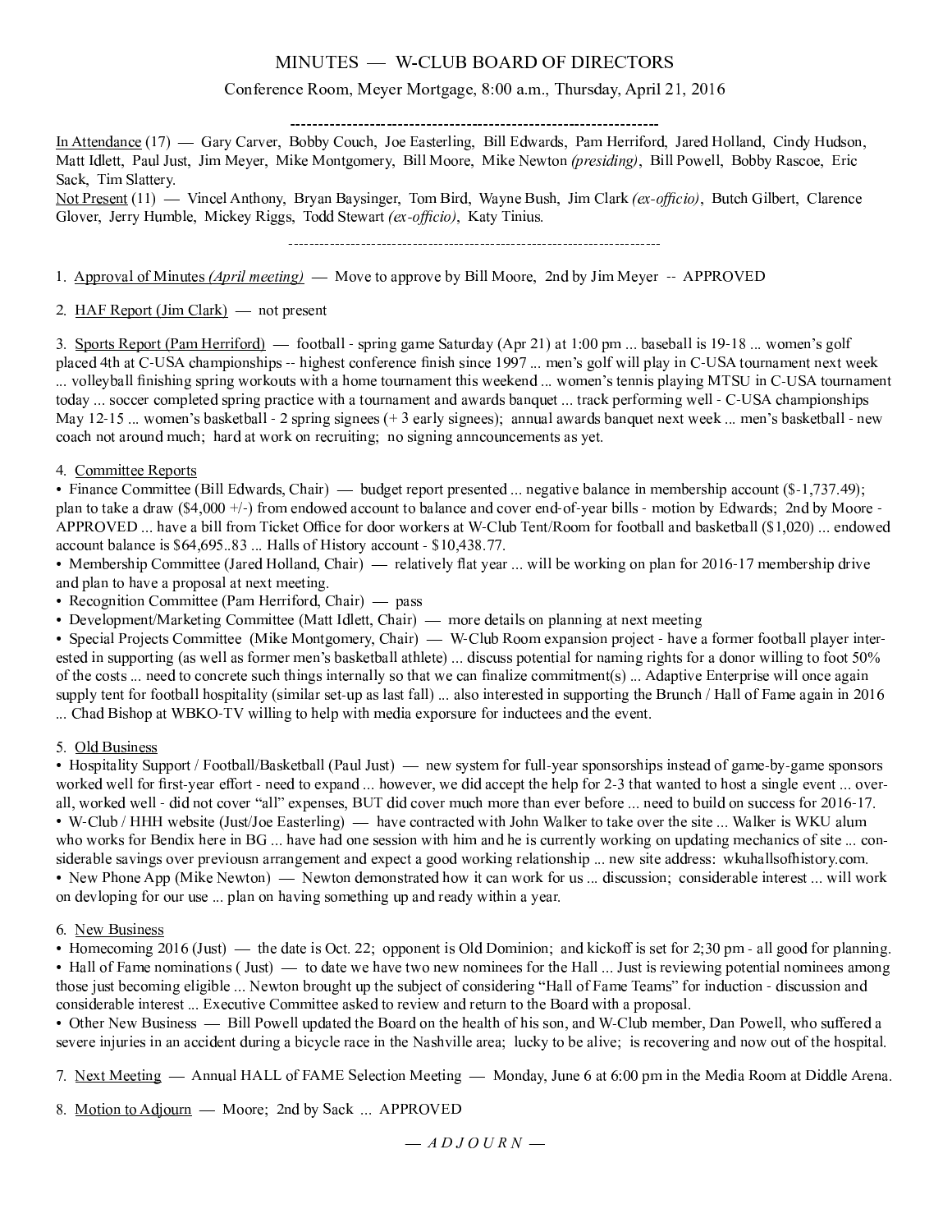# MINUTES — W-CLUB BOARD OF DIRECTORS

Conference Room, Meyer Mortgage, 8:00 a.m., Thursday, April 21, 2016

---

In Attendance (17) — Gary Carver, Bobby Couch, Joe Easterling, Bill Edwards, Pam Herriford, Jared Holland, Cindy Hudson, Matt Idlett, Paul Just, Jim Meyer, Mike Montgomery, Bill Moore, Mike Newton *(presiding)*, Bill Powell, Bobby Rascoe, Eric Sack, Tim Slattery.

Not Present (11) — Vincel Anthony, Bryan Baysinger, Tom Bird, Wayne Bush, Jim Clark *(ex-officio)*, Butch Gilbert, Clarence Glover, Jerry Humble, Mickey Riggs, Todd Stewart *(ex-officio)*, Katy Tinius.

---

1. Approval of Minutes *(April meeting)* — Move to approve by Bill Moore, 2nd by Jim Meyer -- APPROVED

2. HAF Report (Jim Clark) — not present

3. Sports Report (Pam Herriford) — football - spring game Saturday (Apr 21) at 1:00 pm ... baseball is 19-18 ... women's golf placed 4th at C-USA championships -- highest conference finish since 1997 ... men's golf will play in C-USA tournament next week ... volleyball finishing spring workouts with a home tournament this weekend ... women's tennis playing MTSU in C-USA tournament today ... soccer completed spring practice with a tournament and awards banquet ... track performing well - C-USA championships May 12-15 ... women's basketball - 2 spring signees (+ 3 early signees); annual awards banquet next week ... men's basketball - new coach not around much; hard at work on recruiting; no signing anncouncements as yet.

4. Committee Reports

- Finance Committee (Bill Edwards, Chair) — budget report presented ... negative balance in membership account ($-1,737.49); plan to take a draw ($4,000 +/-) from endowed account to balance and cover end-of-year bills - motion by Edwards; 2nd by Moore - APPROVED ... have a bill from Ticket Office for door workers at W-Club Tent/Room for football and basketball ($1,020) ... endowed account balance is $64,695..83 ... Halls of History account - $10,438.77.
- Membership Committee (Jared Holland, Chair) — relatively flat year ... will be working on plan for 2016-17 membership drive and plan to have a proposal at next meeting.
- Recognition Committee (Pam Herriford, Chair) — pass
- Development/Marketing Committee (Matt Idlett, Chair) — more details on planning at next meeting
- Special Projects Committee (Mike Montgomery, Chair) — W-Club Room expansion project - have a former football player interested in supporting (as well as former men's basketball athlete) ... discuss potential for naming rights for a donor willing to foot 50% of the costs ... need to concrete such things internally so that we can finalize commitment(s) ... Adaptive Enterprise will once again supply tent for football hospitality (similar set-up as last fall) ... also interested in supporting the Brunch / Hall of Fame again in 2016 ... Chad Bishop at WBKO-TV willing to help with media exporsure for inductees and the event.

5. Old Business

- Hospitality Support / Football/Basketball (Paul Just) — new system for full-year sponsorships instead of game-by-game sponsors worked well for first-year effort - need to expand ... however, we did accept the help for 2-3 that wanted to host a single event ... overall, worked well - did not cover "all" expenses, BUT did cover much more than ever before ... need to build on success for 2016-17.
- W-Club / HHH website (Just/Joe Easterling) — have contracted with John Walker to take over the site ... Walker is WKU alum who works for Bendix here in BG ... have had one session with him and he is currently working on updating mechanics of site ... considerable savings over previousn arrangement and expect a good working relationship ... new site address: wkuhallsofhistory.com.
- New Phone App (Mike Newton) — Newton demonstrated how it can work for us ... discussion; considerable interest ... will work on devloping for our use ... plan on having something up and ready within a year.

6. New Business

- Homecoming 2016 (Just) — the date is Oct. 22; opponent is Old Dominion; and kickoff is set for 2;30 pm - all good for planning.
- Hall of Fame nominations ( Just) — to date we have two new nominees for the Hall ... Just is reviewing potential nominees among those just becoming eligible ... Newton brought up the subject of considering "Hall of Fame Teams" for induction - discussion and considerable interest ... Executive Committee asked to review and return to the Board with a proposal.
- Other New Business — Bill Powell updated the Board on the health of his son, and W-Club member, Dan Powell, who suffered a severe injuries in an accident during a bicycle race in the Nashville area; lucky to be alive; is recovering and now out of the hospital.

7. Next Meeting — Annual HALL of FAME Selection Meeting — Monday, June 6 at 6:00 pm in the Media Room at Diddle Arena.

8. Motion to Adjourn — Moore; 2nd by Sack ... APPROVED

*— A D J O U R N —*